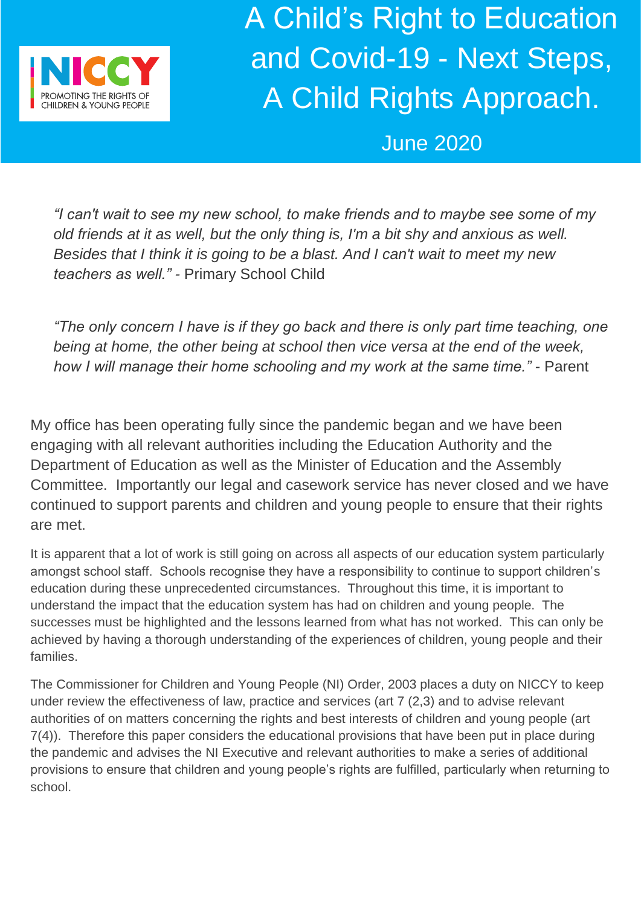NICCY
PROMOTING THE RIGHTS OF CHILDREN & YOUNG PEOPLE

# A Child's Right to Education and Covid-19 - Next Steps, A Child Rights Approach.

June 2020

*"I can't wait to see my new school, to make friends and to maybe see some of my old friends at it as well, but the only thing is, I'm a bit shy and anxious as well. Besides that I think it is going to be a blast. And I can't wait to meet my new teachers as well."* - Primary School Child

*"The only concern I have is if they go back and there is only part time teaching, one being at home, the other being at school then vice versa at the end of the week, how I will manage their home schooling and my work at the same time."* - Parent

My office has been operating fully since the pandemic began and we have been engaging with all relevant authorities including the Education Authority and the Department of Education as well as the Minister of Education and the Assembly Committee. Importantly our legal and casework service has never closed and we have continued to support parents and children and young people to ensure that their rights are met.

It is apparent that a lot of work is still going on across all aspects of our education system particularly amongst school staff. Schools recognise they have a responsibility to continue to support children's education during these unprecedented circumstances. Throughout this time, it is important to understand the impact that the education system has had on children and young people. The successes must be highlighted and the lessons learned from what has not worked. This can only be achieved by having a thorough understanding of the experiences of children, young people and their families.

The Commissioner for Children and Young People (NI) Order, 2003 places a duty on NICCY to keep under review the effectiveness of law, practice and services (art 7 (2,3) and to advise relevant authorities of on matters concerning the rights and best interests of children and young people (art 7(4)). Therefore this paper considers the educational provisions that have been put in place during the pandemic and advises the NI Executive and relevant authorities to make a series of additional provisions to ensure that children and young people's rights are fulfilled, particularly when returning to school.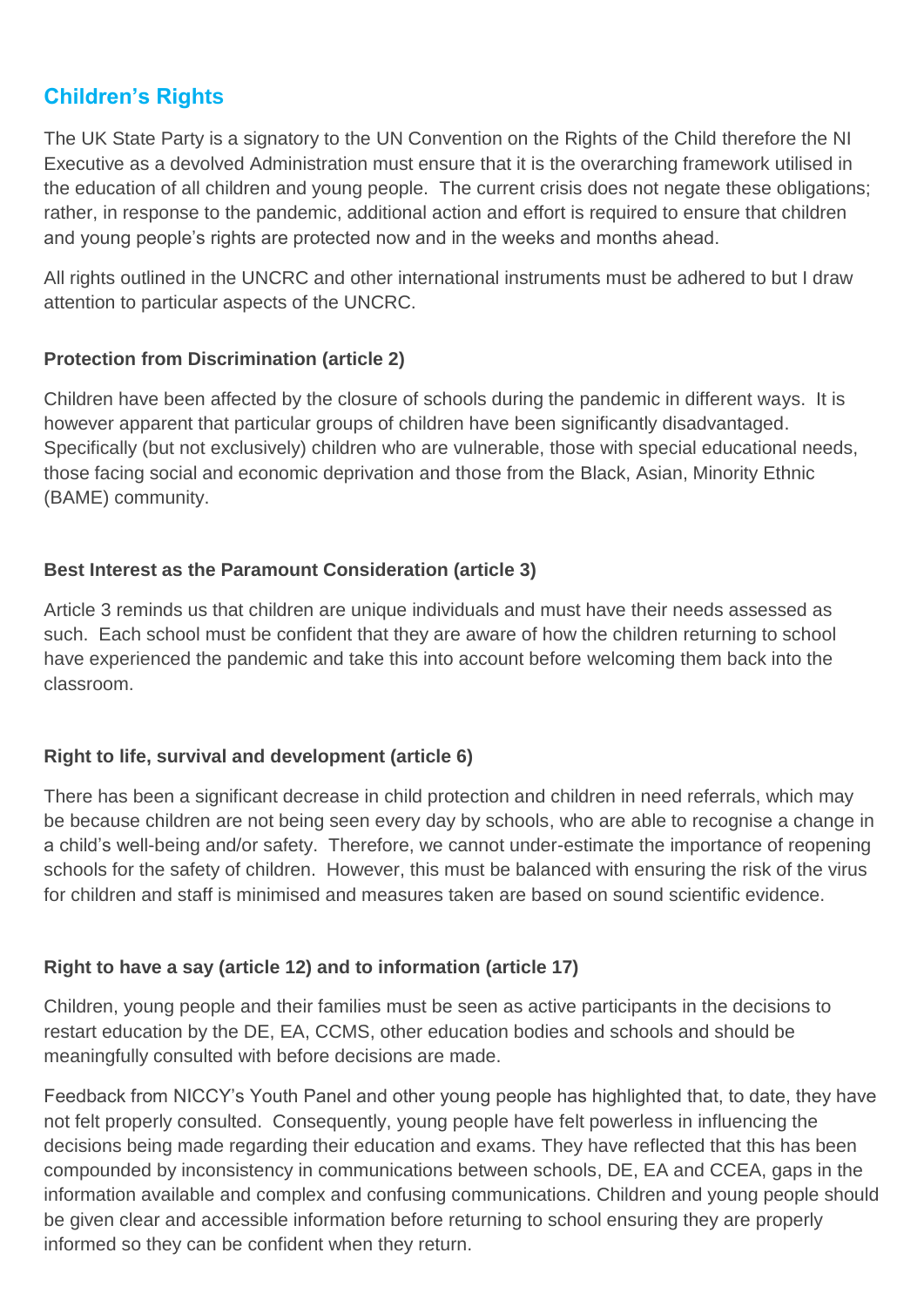## Children's Rights

The UK State Party is a signatory to the UN Convention on the Rights of the Child therefore the NI Executive as a devolved Administration must ensure that it is the overarching framework utilised in the education of all children and young people. The current crisis does not negate these obligations; rather, in response to the pandemic, additional action and effort is required to ensure that children and young people's rights are protected now and in the weeks and months ahead.

All rights outlined in the UNCRC and other international instruments must be adhered to but I draw attention to particular aspects of the UNCRC.

**Protection from Discrimination (article 2)**

Children have been affected by the closure of schools during the pandemic in different ways. It is however apparent that particular groups of children have been significantly disadvantaged. Specifically (but not exclusively) children who are vulnerable, those with special educational needs, those facing social and economic deprivation and those from the Black, Asian, Minority Ethnic (BAME) community.

**Best Interest as the Paramount Consideration (article 3)**

Article 3 reminds us that children are unique individuals and must have their needs assessed as such. Each school must be confident that they are aware of how the children returning to school have experienced the pandemic and take this into account before welcoming them back into the classroom.

**Right to life, survival and development (article 6)**

There has been a significant decrease in child protection and children in need referrals, which may be because children are not being seen every day by schools, who are able to recognise a change in a child's well-being and/or safety. Therefore, we cannot under-estimate the importance of reopening schools for the safety of children. However, this must be balanced with ensuring the risk of the virus for children and staff is minimised and measures taken are based on sound scientific evidence.

**Right to have a say (article 12) and to information (article 17)**

Children, young people and their families must be seen as active participants in the decisions to restart education by the DE, EA, CCMS, other education bodies and schools and should be meaningfully consulted with before decisions are made.

Feedback from NICCY's Youth Panel and other young people has highlighted that, to date, they have not felt properly consulted. Consequently, young people have felt powerless in influencing the decisions being made regarding their education and exams. They have reflected that this has been compounded by inconsistency in communications between schools, DE, EA and CCEA, gaps in the information available and complex and confusing communications. Children and young people should be given clear and accessible information before returning to school ensuring they are properly informed so they can be confident when they return.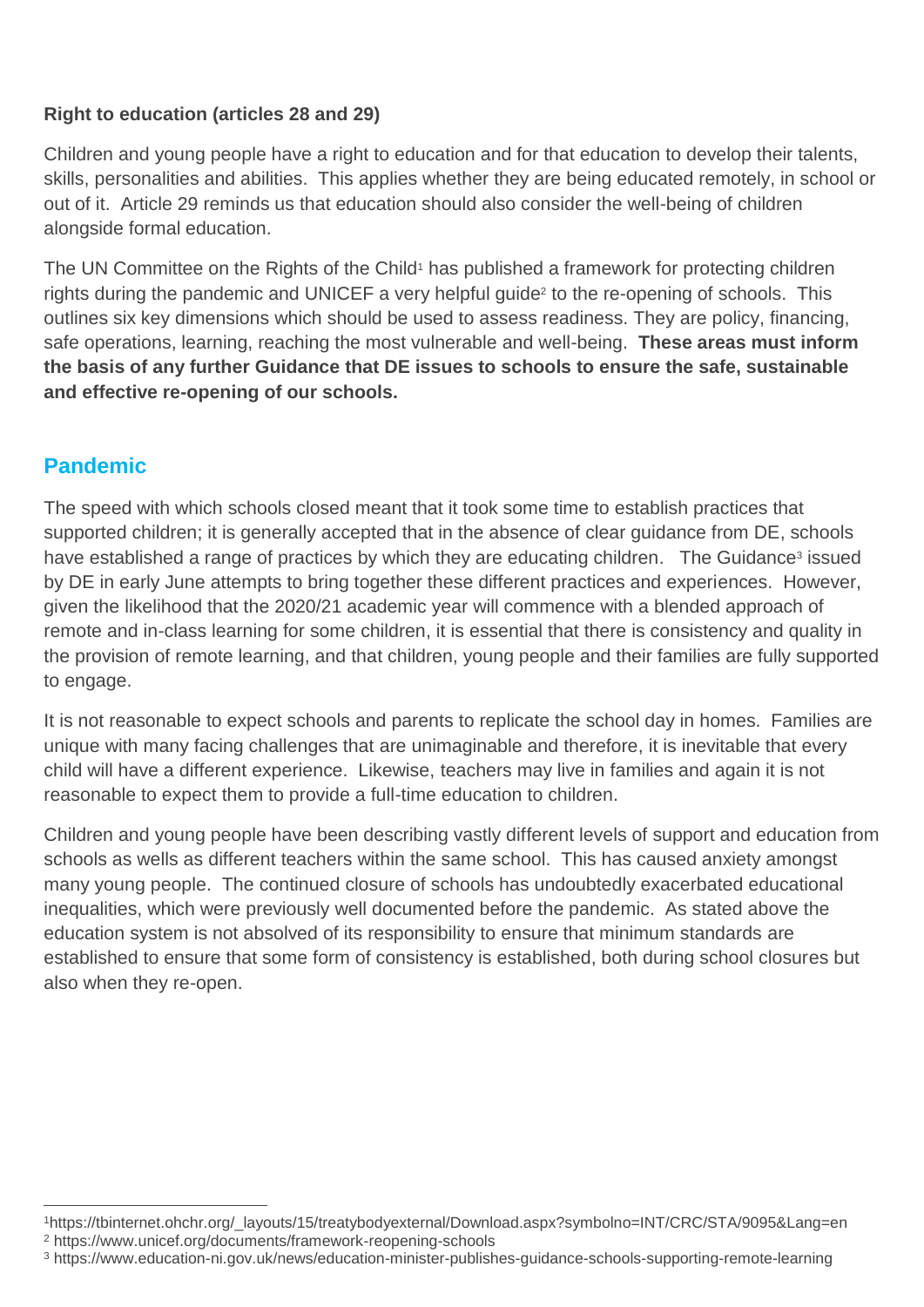**Right to education (articles 28 and 29)**

Children and young people have a right to education and for that education to develop their talents, skills, personalities and abilities. This applies whether they are being educated remotely, in school or out of it. Article 29 reminds us that education should also consider the well-being of children alongside formal education.

The UN Committee on the Rights of the Child[1] has published a framework for protecting children rights during the pandemic and UNICEF a very helpful guide[2] to the re-opening of schools. This outlines six key dimensions which should be used to assess readiness. They are policy, financing, safe operations, learning, reaching the most vulnerable and well-being. **These areas must inform the basis of any further Guidance that DE issues to schools to ensure the safe, sustainable and effective re-opening of our schools.**

## Pandemic

The speed with which schools closed meant that it took some time to establish practices that supported children; it is generally accepted that in the absence of clear guidance from DE, schools have established a range of practices by which they are educating children. The Guidance[3] issued by DE in early June attempts to bring together these different practices and experiences. However, given the likelihood that the 2020/21 academic year will commence with a blended approach of remote and in-class learning for some children, it is essential that there is consistency and quality in the provision of remote learning, and that children, young people and their families are fully supported to engage.

It is not reasonable to expect schools and parents to replicate the school day in homes. Families are unique with many facing challenges that are unimaginable and therefore, it is inevitable that every child will have a different experience. Likewise, teachers may live in families and again it is not reasonable to expect them to provide a full-time education to children.

Children and young people have been describing vastly different levels of support and education from schools as wells as different teachers within the same school. This has caused anxiety amongst many young people. The continued closure of schools has undoubtedly exacerbated educational inequalities, which were previously well documented before the pandemic. As stated above the education system is not absolved of its responsibility to ensure that minimum standards are established to ensure that some form of consistency is established, both during school closures but also when they re-open.

---

[1] https://tbinternet.ohchr.org/_layouts/15/treatybodyexternal/Download.aspx?symbolno=INT/CRC/STA/9095&Lang=en

[2] https://www.unicef.org/documents/framework-reopening-schools

[3] https://www.education-ni.gov.uk/news/education-minister-publishes-guidance-schools-supporting-remote-learning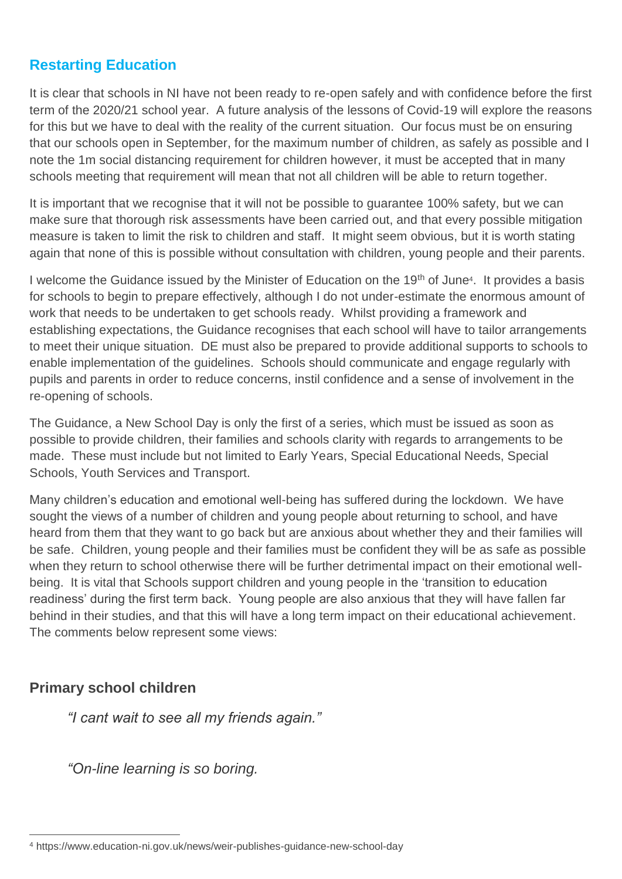## Restarting Education

It is clear that schools in NI have not been ready to re-open safely and with confidence before the first term of the 2020/21 school year. A future analysis of the lessons of Covid-19 will explore the reasons for this but we have to deal with the reality of the current situation. Our focus must be on ensuring that our schools open in September, for the maximum number of children, as safely as possible and I note the 1m social distancing requirement for children however, it must be accepted that in many schools meeting that requirement will mean that not all children will be able to return together.

It is important that we recognise that it will not be possible to guarantee 100% safety, but we can make sure that thorough risk assessments have been carried out, and that every possible mitigation measure is taken to limit the risk to children and staff. It might seem obvious, but it is worth stating again that none of this is possible without consultation with children, young people and their parents.

I welcome the Guidance issued by the Minister of Education on the 19th of June[4]. It provides a basis for schools to begin to prepare effectively, although I do not under-estimate the enormous amount of work that needs to be undertaken to get schools ready. Whilst providing a framework and establishing expectations, the Guidance recognises that each school will have to tailor arrangements to meet their unique situation. DE must also be prepared to provide additional supports to schools to enable implementation of the guidelines. Schools should communicate and engage regularly with pupils and parents in order to reduce concerns, instil confidence and a sense of involvement in the re-opening of schools.

The Guidance, a New School Day is only the first of a series, which must be issued as soon as possible to provide children, their families and schools clarity with regards to arrangements to be made. These must include but not limited to Early Years, Special Educational Needs, Special Schools, Youth Services and Transport.

Many children's education and emotional well-being has suffered during the lockdown. We have sought the views of a number of children and young people about returning to school, and have heard from them that they want to go back but are anxious about whether they and their families will be safe. Children, young people and their families must be confident they will be as safe as possible when they return to school otherwise there will be further detrimental impact on their emotional well-being. It is vital that Schools support children and young people in the 'transition to education readiness' during the first term back. Young people are also anxious that they will have fallen far behind in their studies, and that this will have a long term impact on their educational achievement. The comments below represent some views:

### Primary school children

*"I cant wait to see all my friends again."*

*"On-line learning is so boring.*

[4] https://www.education-ni.gov.uk/news/weir-publishes-guidance-new-school-day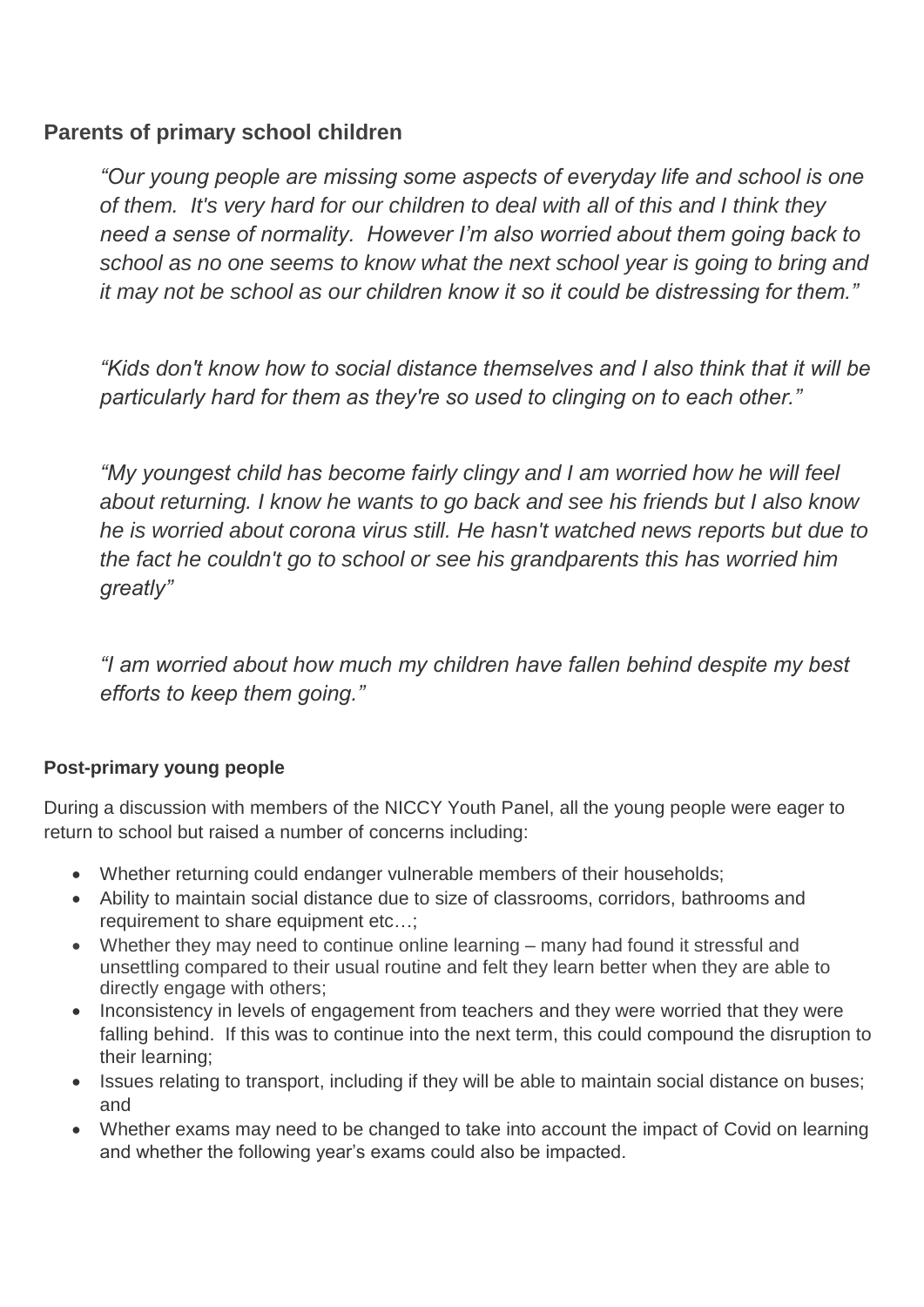### Parents of primary school children

> *"Our young people are missing some aspects of everyday life and school is one of them. It's very hard for our children to deal with all of this and I think they need a sense of normality. However I'm also worried about them going back to school as no one seems to know what the next school year is going to bring and it may not be school as our children know it so it could be distressing for them."*

> *"Kids don't know how to social distance themselves and I also think that it will be particularly hard for them as they're so used to clinging on to each other."*

> *"My youngest child has become fairly clingy and I am worried how he will feel about returning. I know he wants to go back and see his friends but I also know he is worried about corona virus still. He hasn't watched news reports but due to the fact he couldn't go to school or see his grandparents this has worried him greatly"*

> *"I am worried about how much my children have fallen behind despite my best efforts to keep them going."*

#### Post-primary young people

During a discussion with members of the NICCY Youth Panel, all the young people were eager to return to school but raised a number of concerns including:

- Whether returning could endanger vulnerable members of their households;
- Ability to maintain social distance due to size of classrooms, corridors, bathrooms and requirement to share equipment etc…;
- Whether they may need to continue online learning – many had found it stressful and unsettling compared to their usual routine and felt they learn better when they are able to directly engage with others;
- Inconsistency in levels of engagement from teachers and they were worried that they were falling behind. If this was to continue into the next term, this could compound the disruption to their learning;
- Issues relating to transport, including if they will be able to maintain social distance on buses; and
- Whether exams may need to be changed to take into account the impact of Covid on learning and whether the following year's exams could also be impacted.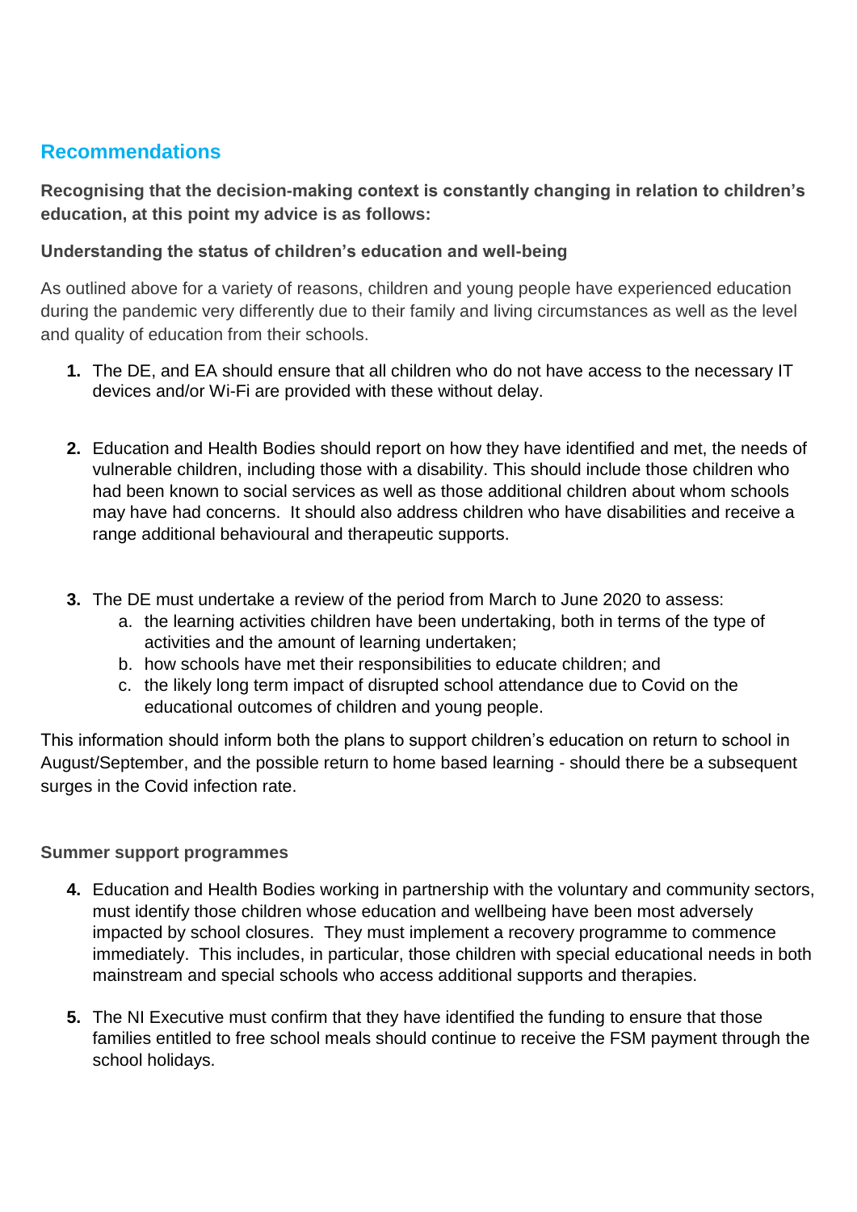## Recommendations

**Recognising that the decision-making context is constantly changing in relation to children's education, at this point my advice is as follows:**

### Understanding the status of children's education and well-being

As outlined above for a variety of reasons, children and young people have experienced education during the pandemic very differently due to their family and living circumstances as well as the level and quality of education from their schools.

1. The DE, and EA should ensure that all children who do not have access to the necessary IT devices and/or Wi-Fi are provided with these without delay.

2. Education and Health Bodies should report on how they have identified and met, the needs of vulnerable children, including those with a disability. This should include those children who had been known to social services as well as those additional children about whom schools may have had concerns. It should also address children who have disabilities and receive a range additional behavioural and therapeutic supports.

3. The DE must undertake a review of the period from March to June 2020 to assess:
   a. the learning activities children have been undertaking, both in terms of the type of activities and the amount of learning undertaken;
   b. how schools have met their responsibilities to educate children; and
   c. the likely long term impact of disrupted school attendance due to Covid on the educational outcomes of children and young people.

This information should inform both the plans to support children's education on return to school in August/September, and the possible return to home based learning - should there be a subsequent surges in the Covid infection rate.

### Summer support programmes

4. Education and Health Bodies working in partnership with the voluntary and community sectors, must identify those children whose education and wellbeing have been most adversely impacted by school closures. They must implement a recovery programme to commence immediately. This includes, in particular, those children with special educational needs in both mainstream and special schools who access additional supports and therapies.

5. The NI Executive must confirm that they have identified the funding to ensure that those families entitled to free school meals should continue to receive the FSM payment through the school holidays.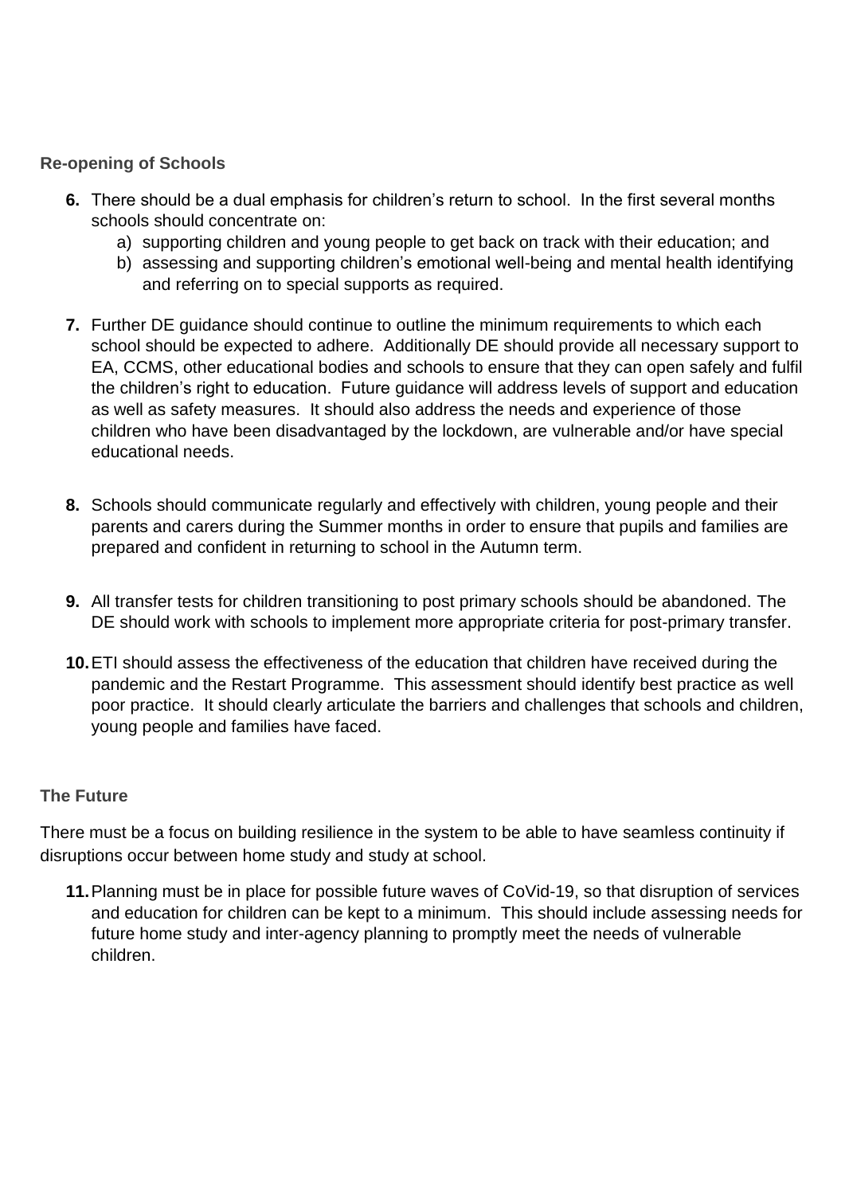### Re-opening of Schools

6. There should be a dual emphasis for children's return to school. In the first several months schools should concentrate on:
    a) supporting children and young people to get back on track with their education; and
    b) assessing and supporting children's emotional well-being and mental health identifying and referring on to special supports as required.

7. Further DE guidance should continue to outline the minimum requirements to which each school should be expected to adhere. Additionally DE should provide all necessary support to EA, CCMS, other educational bodies and schools to ensure that they can open safely and fulfil the children's right to education. Future guidance will address levels of support and education as well as safety measures. It should also address the needs and experience of those children who have been disadvantaged by the lockdown, are vulnerable and/or have special educational needs.

8. Schools should communicate regularly and effectively with children, young people and their parents and carers during the Summer months in order to ensure that pupils and families are prepared and confident in returning to school in the Autumn term.

9. All transfer tests for children transitioning to post primary schools should be abandoned. The DE should work with schools to implement more appropriate criteria for post-primary transfer.

10. ETI should assess the effectiveness of the education that children have received during the pandemic and the Restart Programme. This assessment should identify best practice as well poor practice. It should clearly articulate the barriers and challenges that schools and children, young people and families have faced.

### The Future

There must be a focus on building resilience in the system to be able to have seamless continuity if disruptions occur between home study and study at school.

11. Planning must be in place for possible future waves of CoVid-19, so that disruption of services and education for children can be kept to a minimum. This should include assessing needs for future home study and inter-agency planning to promptly meet the needs of vulnerable children.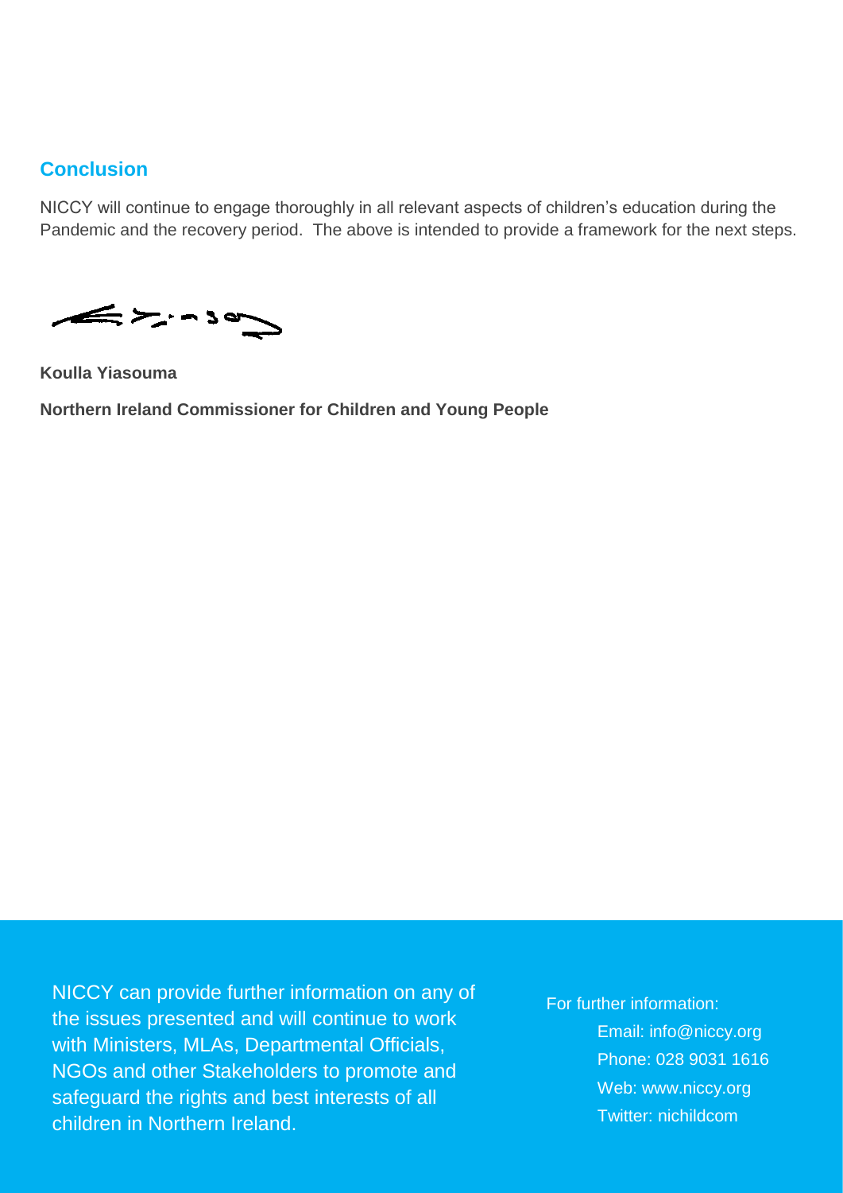## Conclusion

NICCY will continue to engage thoroughly in all relevant aspects of children's education during the Pandemic and the recovery period. The above is intended to provide a framework for the next steps.

**Koulla Yiasouma**

**Northern Ireland Commissioner for Children and Young People**

NICCY can provide further information on any of the issues presented and will continue to work with Ministers, MLAs, Departmental Officials, NGOs and other Stakeholders to promote and safeguard the rights and best interests of all children in Northern Ireland.

For further information:

Email: info@niccy.org
Phone: 028 9031 1616
Web: www.niccy.org
Twitter: nichildcom